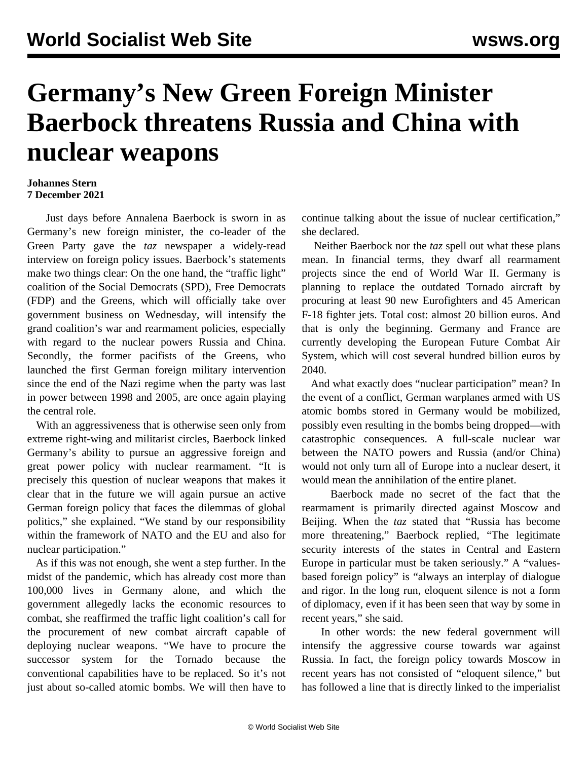# Germany's New Green Foreign Minister Baerbock threatens Russia and China with nuclear weapons

**Johannes Stern**
**7 December 2021**

Just days before Annalena Baerbock is sworn in as Germany's new foreign minister, the co-leader of the Green Party gave the *taz* newspaper a widely-read interview on foreign policy issues. Baerbock's statements make two things clear: On the one hand, the "traffic light" coalition of the Social Democrats (SPD), Free Democrats (FDP) and the Greens, which will officially take over government business on Wednesday, will intensify the grand coalition's war and rearmament policies, especially with regard to the nuclear powers Russia and China. Secondly, the former pacifists of the Greens, who launched the first German foreign military intervention since the end of the Nazi regime when the party was last in power between 1998 and 2005, are once again playing the central role.

With an aggressiveness that is otherwise seen only from extreme right-wing and militarist circles, Baerbock linked Germany's ability to pursue an aggressive foreign and great power policy with nuclear rearmament. "It is precisely this question of nuclear weapons that makes it clear that in the future we will again pursue an active German foreign policy that faces the dilemmas of global politics," she explained. "We stand by our responsibility within the framework of NATO and the EU and also for nuclear participation."

As if this was not enough, she went a step further. In the midst of the pandemic, which has already cost more than 100,000 lives in Germany alone, and which the government allegedly lacks the economic resources to combat, she reaffirmed the traffic light coalition's call for the procurement of new combat aircraft capable of deploying nuclear weapons. "We have to procure the successor system for the Tornado because the conventional capabilities have to be replaced. So it's not just about so-called atomic bombs. We will then have to continue talking about the issue of nuclear certification," she declared.

Neither Baerbock nor the *taz* spell out what these plans mean. In financial terms, they dwarf all rearmament projects since the end of World War II. Germany is planning to replace the outdated Tornado aircraft by procuring at least 90 new Eurofighters and 45 American F-18 fighter jets. Total cost: almost 20 billion euros. And that is only the beginning. Germany and France are currently developing the European Future Combat Air System, which will cost several hundred billion euros by 2040.

And what exactly does "nuclear participation" mean? In the event of a conflict, German warplanes armed with US atomic bombs stored in Germany would be mobilized, possibly even resulting in the bombs being dropped—with catastrophic consequences. A full-scale nuclear war between the NATO powers and Russia (and/or China) would not only turn all of Europe into a nuclear desert, it would mean the annihilation of the entire planet.

Baerbock made no secret of the fact that the rearmament is primarily directed against Moscow and Beijing. When the *taz* stated that "Russia has become more threatening," Baerbock replied, "The legitimate security interests of the states in Central and Eastern Europe in particular must be taken seriously." A "values-based foreign policy" is "always an interplay of dialogue and rigor. In the long run, eloquent silence is not a form of diplomacy, even if it has been seen that way by some in recent years," she said.

In other words: the new federal government will intensify the aggressive course towards war against Russia. In fact, the foreign policy towards Moscow in recent years has not consisted of "eloquent silence," but has followed a line that is directly linked to the imperialist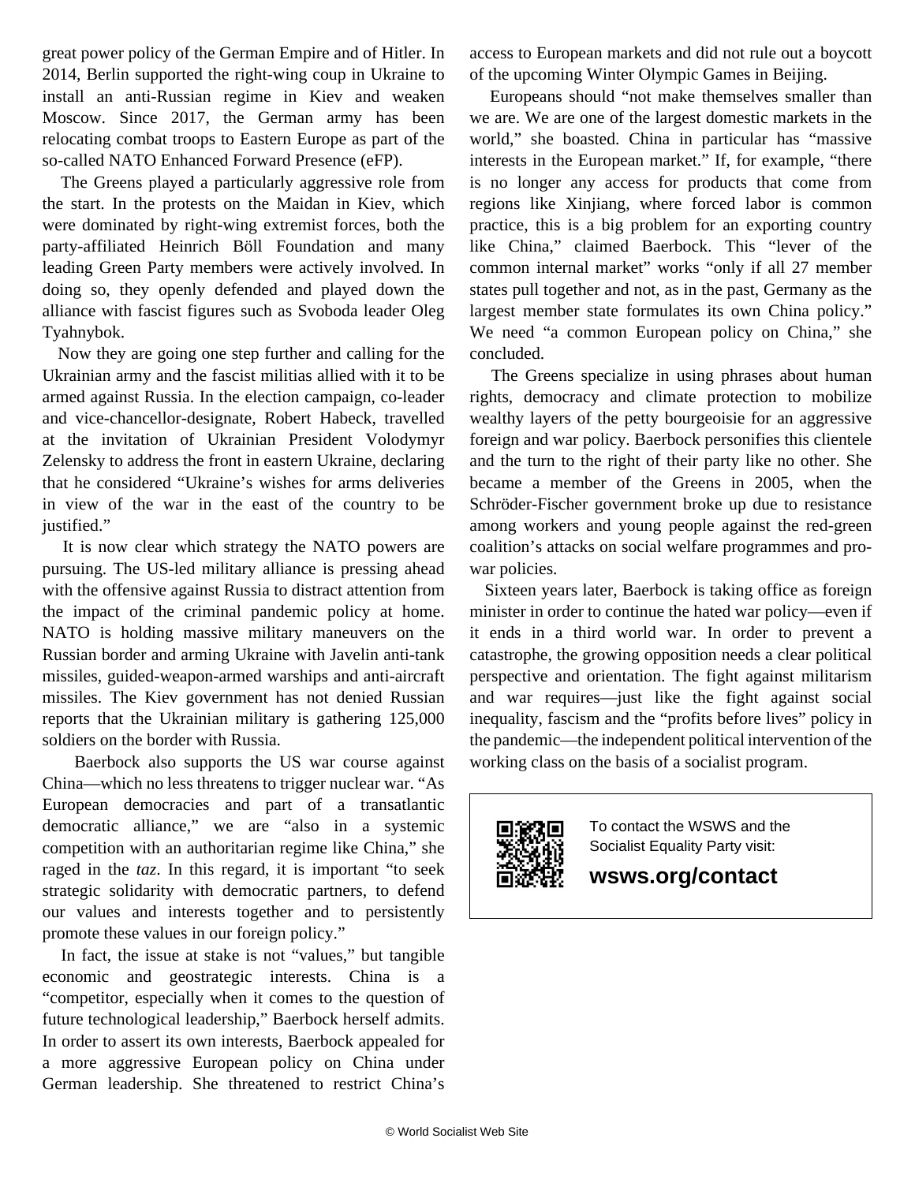great power policy of the German Empire and of Hitler. In 2014, Berlin supported the right-wing coup in Ukraine to install an anti-Russian regime in Kiev and weaken Moscow. Since 2017, the German army has been relocating combat troops to Eastern Europe as part of the so-called NATO Enhanced Forward Presence (eFP).

The Greens played a particularly aggressive role from the start. In the protests on the Maidan in Kiev, which were dominated by right-wing extremist forces, both the party-affiliated Heinrich Böll Foundation and many leading Green Party members were actively involved. In doing so, they openly defended and played down the alliance with fascist figures such as Svoboda leader Oleg Tyahnybok.

Now they are going one step further and calling for the Ukrainian army and the fascist militias allied with it to be armed against Russia. In the election campaign, co-leader and vice-chancellor-designate, Robert Habeck, travelled at the invitation of Ukrainian President Volodymyr Zelensky to address the front in eastern Ukraine, declaring that he considered "Ukraine's wishes for arms deliveries in view of the war in the east of the country to be justified."

It is now clear which strategy the NATO powers are pursuing. The US-led military alliance is pressing ahead with the offensive against Russia to distract attention from the impact of the criminal pandemic policy at home. NATO is holding massive military maneuvers on the Russian border and arming Ukraine with Javelin anti-tank missiles, guided-weapon-armed warships and anti-aircraft missiles. The Kiev government has not denied Russian reports that the Ukrainian military is gathering 125,000 soldiers on the border with Russia.

Baerbock also supports the US war course against China—which no less threatens to trigger nuclear war. "As European democracies and part of a transatlantic democratic alliance," we are "also in a systemic competition with an authoritarian regime like China," she raged in the *taz*. In this regard, it is important "to seek strategic solidarity with democratic partners, to defend our values and interests together and to persistently promote these values in our foreign policy."

In fact, the issue at stake is not "values," but tangible economic and geostrategic interests. China is a "competitor, especially when it comes to the question of future technological leadership," Baerbock herself admits. In order to assert its own interests, Baerbock appealed for a more aggressive European policy on China under German leadership. She threatened to restrict China's access to European markets and did not rule out a boycott of the upcoming Winter Olympic Games in Beijing.

Europeans should "not make themselves smaller than we are. We are one of the largest domestic markets in the world," she boasted. China in particular has "massive interests in the European market." If, for example, "there is no longer any access for products that come from regions like Xinjiang, where forced labor is common practice, this is a big problem for an exporting country like China," claimed Baerbock. This "lever of the common internal market" works "only if all 27 member states pull together and not, as in the past, Germany as the largest member state formulates its own China policy." We need "a common European policy on China," she concluded.

The Greens specialize in using phrases about human rights, democracy and climate protection to mobilize wealthy layers of the petty bourgeoisie for an aggressive foreign and war policy. Baerbock personifies this clientele and the turn to the right of their party like no other. She became a member of the Greens in 2005, when the Schröder-Fischer government broke up due to resistance among workers and young people against the red-green coalition's attacks on social welfare programmes and pro-war policies.

Sixteen years later, Baerbock is taking office as foreign minister in order to continue the hated war policy—even if it ends in a third world war. In order to prevent a catastrophe, the growing opposition needs a clear political perspective and orientation. The fight against militarism and war requires—just like the fight against social inequality, fascism and the "profits before lives" policy in the pandemic—the independent political intervention of the working class on the basis of a socialist program.

To contact the WSWS and the Socialist Equality Party visit:

**wsws.org/contact**